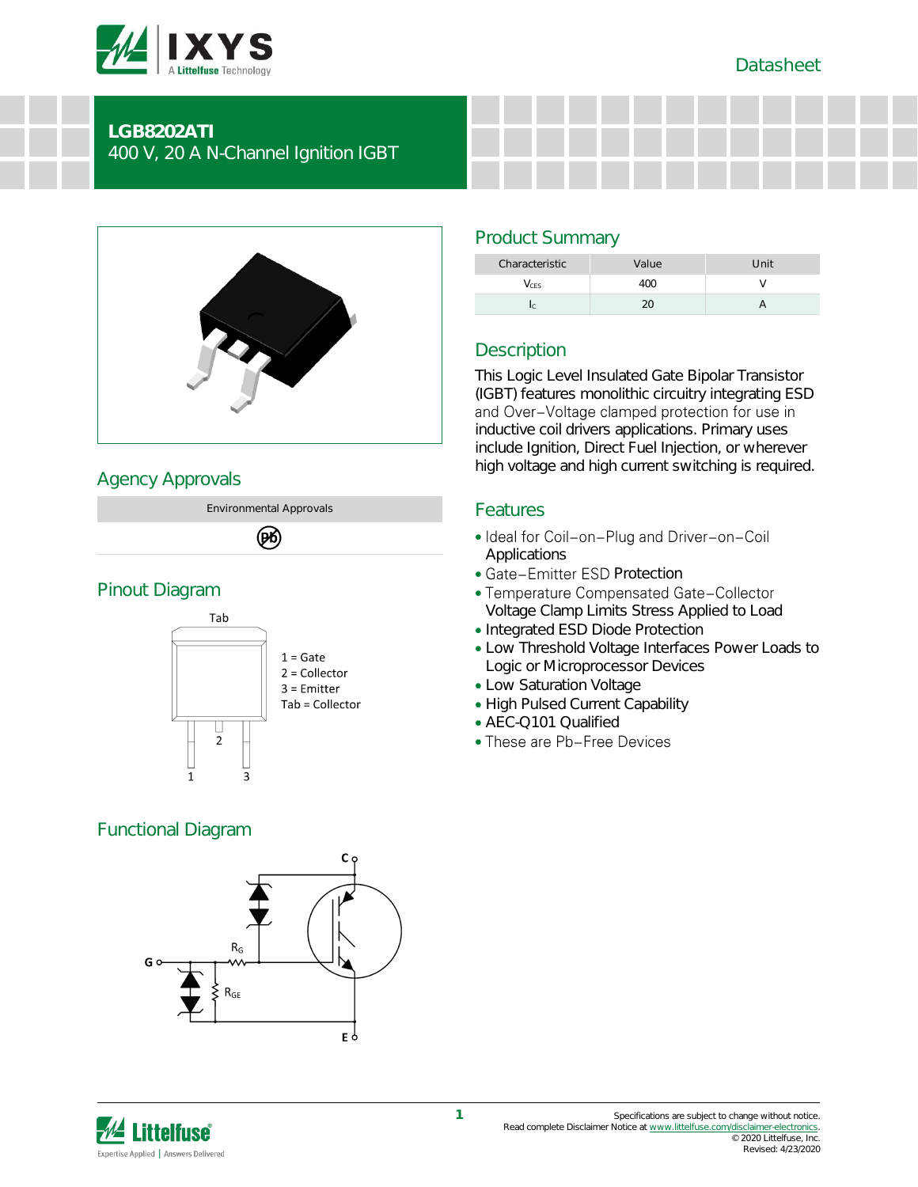Datasheet

# LGB8202ATI

400 V, 20 A N-Channel Ignition IGBT

## Product Summary

| Characteristic | Value | Unit |
|---|---|---|
| $V_{CES}$ | 400 | V |
| $I_C$ | 20 | A |

## Description

This Logic Level Insulated Gate Bipolar Transistor (IGBT) features monolithic circuitry integrating ESD and Over−Voltage clamped protection for use in inductive coil drivers applications. Primary uses include Ignition, Direct Fuel Injection, or wherever high voltage and high current switching is required.

## Agency Approvals

| Environmental Approvals |
|---|
| Pb |

## Features

- Ideal for Coil−on−Plug and Driver−on−Coil Applications
- Gate−Emitter ESD Protection
- Temperature Compensated Gate−Collector Voltage Clamp Limits Stress Applied to Load
- Integrated ESD Diode Protection
- Low Threshold Voltage Interfaces Power Loads to Logic or Microprocessor Devices
- Low Saturation Voltage
- High Pulsed Current Capability
- AEC-Q101 Qualified
- These are Pb−Free Devices

## Pinout Diagram

Tab

1 = Gate
2 = Collector
3 = Emitter
Tab = Collector

## Functional Diagram

C, G, E, $R_G$, $R_{GE}$

Specifications are subject to change without notice.
Read complete Disclaimer Notice at www.littelfuse.com/disclaimer-electronics.
© 2020 Littelfuse, Inc.
Revised: 4/23/2020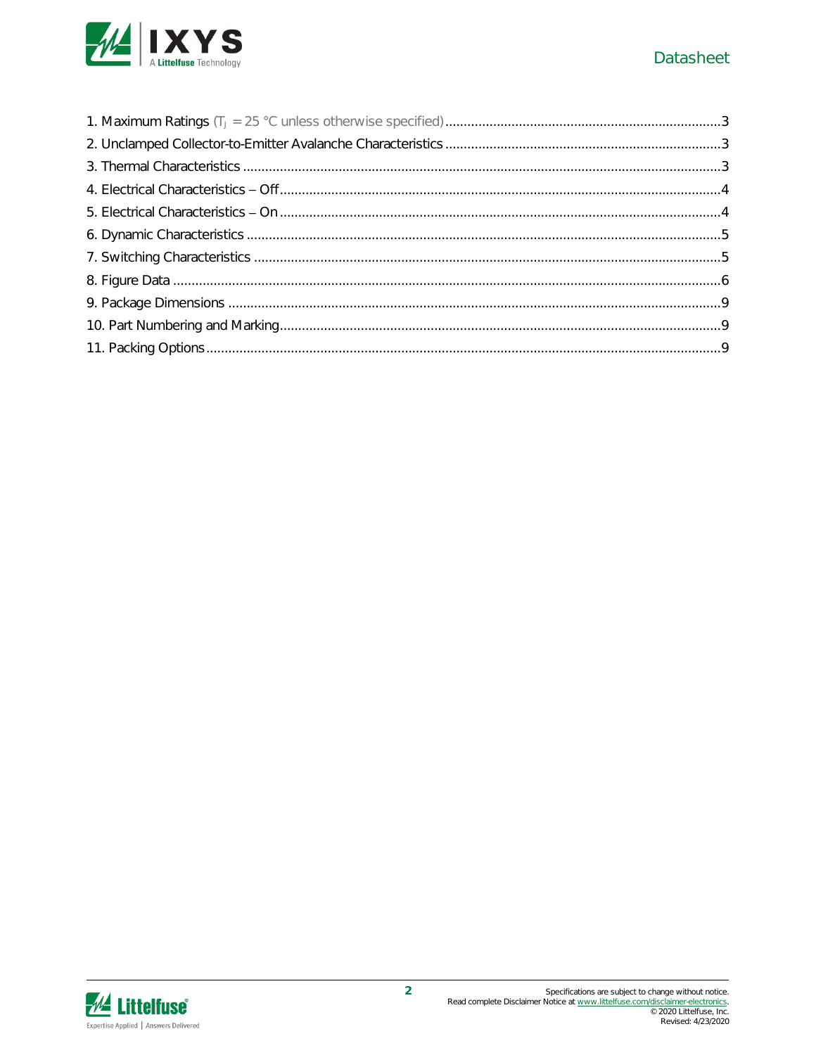1. Maximum Ratings ($T_J$ = 25 °C unless otherwise specified) ........ 3
2. Unclamped Collector-to-Emitter Avalanche Characteristics ........ 3
3. Thermal Characteristics ........ 3
4. Electrical Characteristics – Off ........ 4
5. Electrical Characteristics – On ........ 4
6. Dynamic Characteristics ........ 5
7. Switching Characteristics ........ 5
8. Figure Data ........ 6
9. Package Dimensions ........ 9
10. Part Numbering and Marking ........ 9
11. Packing Options ........ 9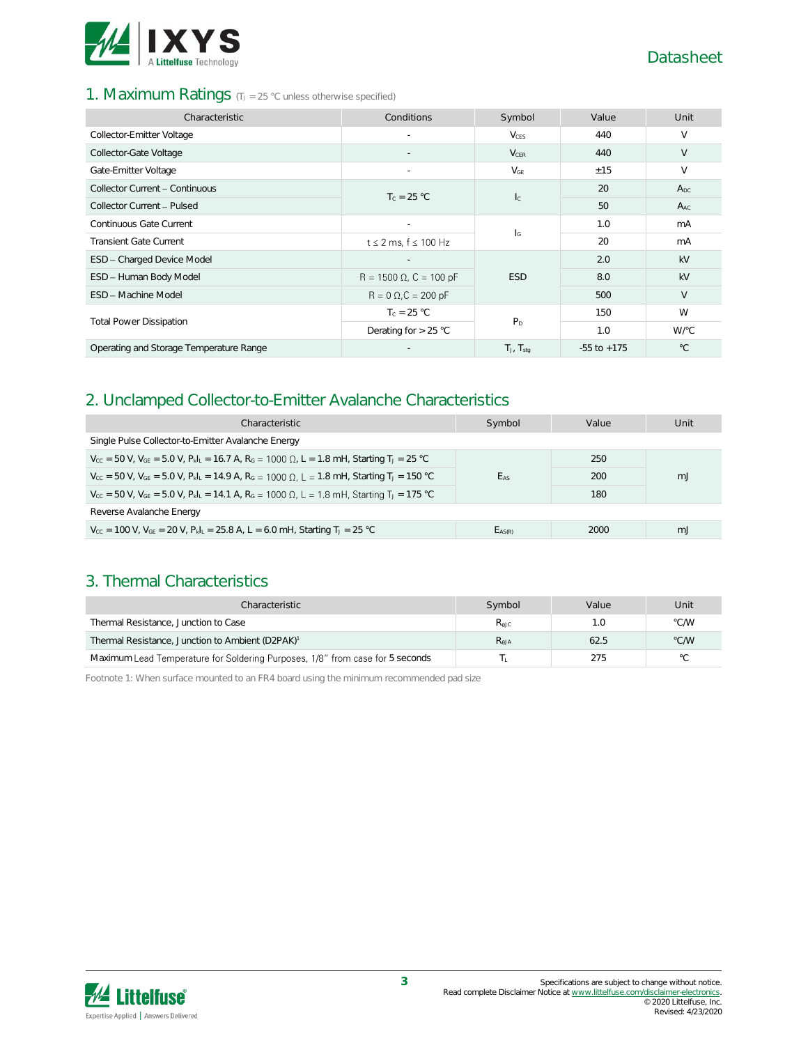## 1. Maximum Ratings ($T_J$ = 25 °C unless otherwise specified)

| Characteristic | Conditions | Symbol | Value | Unit |
|---|---|---|---|---|
| Collector-Emitter Voltage | - | $V_{CES}$ | 440 | V |
| Collector-Gate Voltage | - | $V_{CER}$ | 440 | V |
| Gate-Emitter Voltage | - | $V_{GE}$ | ±15 | V |
| Collector Current – Continuous | $T_C$ = 25 °C | $I_C$ | 20 | $A_{DC}$ |
| Collector Current – Pulsed | | | 50 | $A_{AC}$ |
| Continuous Gate Current | - | $I_G$ | 1.0 | mA |
| Transient Gate Current | t ≤ 2 ms, f ≤ 100 Hz | | 20 | mA |
| ESD – Charged Device Model | - | ESD | 2.0 | kV |
| ESD – Human Body Model | R = 1500 Ω, C = 100 pF | | 8.0 | kV |
| ESD – Machine Model | R = 0 Ω, C = 200 pF | | 500 | V |
| Total Power Dissipation | $T_C$ = 25 °C | $P_D$ | 150 | W |
| | Derating for > 25 °C | | 1.0 | W/°C |
| Operating and Storage Temperature Range | - | $T_J$, $T_{stg}$ | -55 to +175 | °C |

## 2. Unclamped Collector-to-Emitter Avalanche Characteristics

| Characteristic | Symbol | Value | Unit |
|---|---|---|---|
| Single Pulse Collector-to-Emitter Avalanche Energy | | | |
| $V_{CC}$ = 50 V, $V_{GE}$ = 5.0 V, $P_k I_L$ = 16.7 A, $R_G$ = 1000 Ω, L = 1.8 mH, Starting $T_J$ = 25 °C | $E_{AS}$ | 250 | mJ |
| $V_{CC}$ = 50 V, $V_{GE}$ = 5.0 V, $P_k I_L$ = 14.9 A, $R_G$ = 1000 Ω, L = 1.8 mH, Starting $T_J$ = 150 °C | | 200 | |
| $V_{CC}$ = 50 V, $V_{GE}$ = 5.0 V, $P_k I_L$ = 14.1 A, $R_G$ = 1000 Ω, L = 1.8 mH, Starting $T_J$ = 175 °C | | 180 | |
| Reverse Avalanche Energy | | | |
| $V_{CC}$ = 100 V, $V_{GE}$ = 20 V, $P_k I_L$ = 25.8 A, L = 6.0 mH, Starting $T_J$ = 25 °C | $E_{AS(R)}$ | 2000 | mJ |

## 3. Thermal Characteristics

| Characteristic | Symbol | Value | Unit |
|---|---|---|---|
| Thermal Resistance, Junction to Case | $R_{\theta JC}$ | 1.0 | °C/W |
| Thermal Resistance, Junction to Ambient (D2PAK)[1] | $R_{\theta JA}$ | 62.5 | °C/W |
| Maximum Lead Temperature for Soldering Purposes, 1/8" from case for 5 seconds | $T_L$ | 275 | °C |

Footnote 1: When surface mounted to an FR4 board using the minimum recommended pad size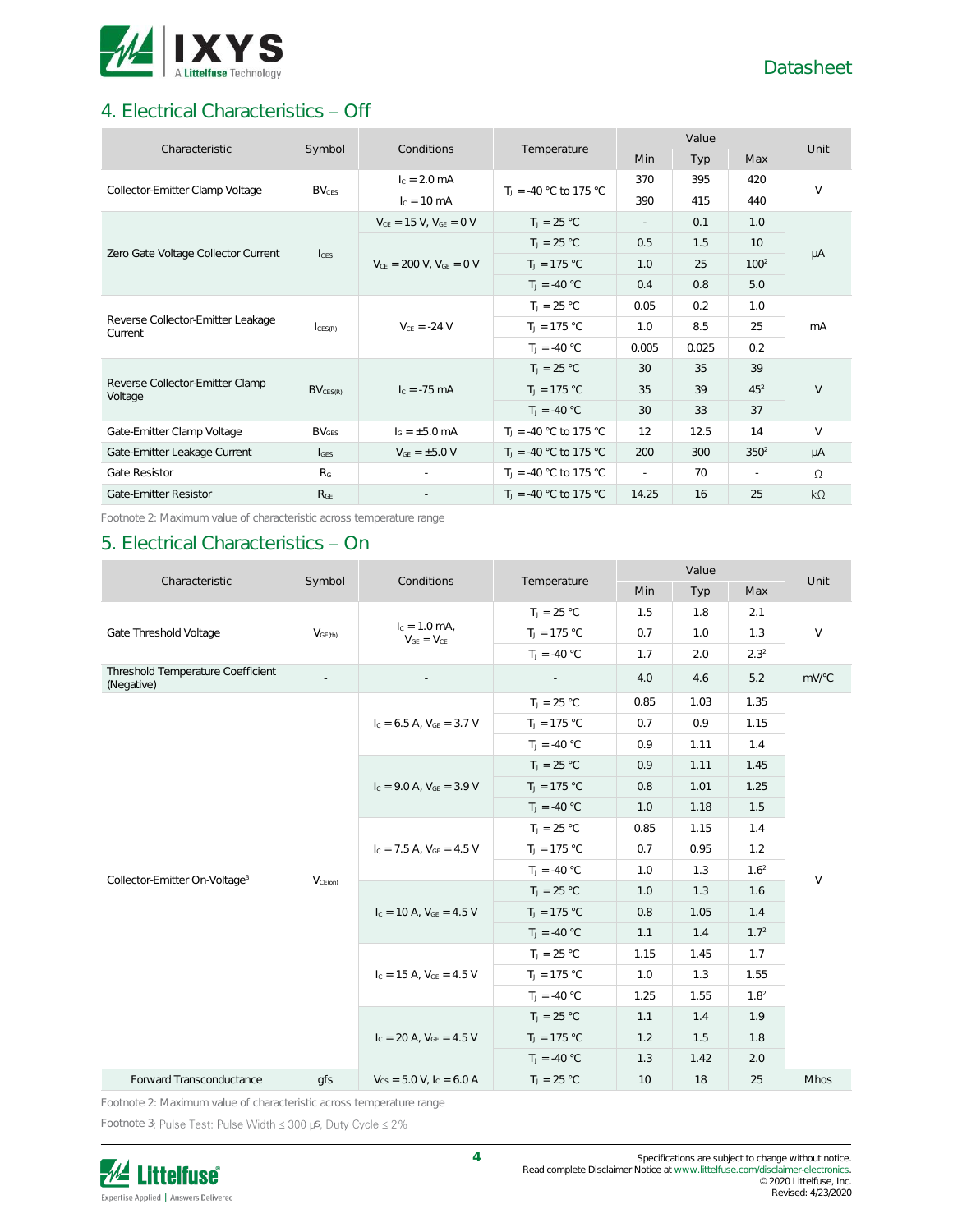## 4. Electrical Characteristics – Off

| Characteristic | Symbol | Conditions | Temperature | Value | | | Unit |
|---|---|---|---|---|---|---|---|
| | | | | Min | Typ | Max | |
| Collector-Emitter Clamp Voltage | $BV_{CES}$ | $I_C$ = 2.0 mA | $T_J$ = -40 °C to 175 °C | 370 | 395 | 420 | V |
| | | $I_C$ = 10 mA | | 390 | 415 | 440 | |
| Zero Gate Voltage Collector Current | $I_{CES}$ | $V_{CE}$ = 15 V, $V_{GE}$ = 0 V | $T_J$ = 25 °C | - | 0.1 | 1.0 | µA |
| | | $V_{CE}$ = 200 V, $V_{GE}$ = 0 V | $T_J$ = 25 °C | 0.5 | 1.5 | 10 | |
| | | | $T_J$ = 175 °C | 1.0 | 25 | 100[2] | |
| | | | $T_J$ = -40 °C | 0.4 | 0.8 | 5.0 | |
| Reverse Collector-Emitter Leakage Current | $I_{CES(R)}$ | $V_{CE}$ = -24 V | $T_J$ = 25 °C | 0.05 | 0.2 | 1.0 | mA |
| | | | $T_J$ = 175 °C | 1.0 | 8.5 | 25 | |
| | | | $T_J$ = -40 °C | 0.005 | 0.025 | 0.2 | |
| Reverse Collector-Emitter Clamp Voltage | $BV_{CES(R)}$ | $I_C$ = -75 mA | $T_J$ = 25 °C | 30 | 35 | 39 | V |
| | | | $T_J$ = 175 °C | 35 | 39 | 45[2] | |
| | | | $T_J$ = -40 °C | 30 | 33 | 37 | |
| Gate-Emitter Clamp Voltage | $BV_{GES}$ | $I_G$ = ±5.0 mA | $T_J$ = -40 °C to 175 °C | 12 | 12.5 | 14 | V |
| Gate-Emitter Leakage Current | $I_{GES}$ | $V_{GE}$ = ±5.0 V | $T_J$ = -40 °C to 175 °C | 200 | 300 | 350[2] | µA |
| Gate Resistor | $R_G$ | - | $T_J$ = -40 °C to 175 °C | - | 70 | - | Ω |
| Gate-Emitter Resistor | $R_{GE}$ | - | $T_J$ = -40 °C to 175 °C | 14.25 | 16 | 25 | kΩ |

Footnote 2: Maximum value of characteristic across temperature range

## 5. Electrical Characteristics – On

| Characteristic | Symbol | Conditions | Temperature | Value | | | Unit |
|---|---|---|---|---|---|---|---|
| | | | | Min | Typ | Max | |
| Gate Threshold Voltage | $V_{GE(th)}$ | $I_C$ = 1.0 mA, $V_{GE}$ = $V_{CE}$ | $T_J$ = 25 °C | 1.5 | 1.8 | 2.1 | V |
| | | | $T_J$ = 175 °C | 0.7 | 1.0 | 1.3 | |
| | | | $T_J$ = -40 °C | 1.7 | 2.0 | 2.3[2] | |
| Threshold Temperature Coefficient (Negative) | - | - | - | 4.0 | 4.6 | 5.2 | mV/°C |
| Collector-Emitter On-Voltage[3] | $V_{CE(on)}$ | $I_C$ = 6.5 A, $V_{GE}$ = 3.7 V | $T_J$ = 25 °C | 0.85 | 1.03 | 1.35 | V |
| | | | $T_J$ = 175 °C | 0.7 | 0.9 | 1.15 | |
| | | | $T_J$ = -40 °C | 0.9 | 1.11 | 1.4 | |
| | | $I_C$ = 9.0 A, $V_{GE}$ = 3.9 V | $T_J$ = 25 °C | 0.9 | 1.11 | 1.45 | |
| | | | $T_J$ = 175 °C | 0.8 | 1.01 | 1.25 | |
| | | | $T_J$ = -40 °C | 1.0 | 1.18 | 1.5 | |
| | | $I_C$ = 7.5 A, $V_{GE}$ = 4.5 V | $T_J$ = 25 °C | 0.85 | 1.15 | 1.4 | |
| | | | $T_J$ = 175 °C | 0.7 | 0.95 | 1.2 | |
| | | | $T_J$ = -40 °C | 1.0 | 1.3 | 1.6[2] | |
| | | $I_C$ = 10 A, $V_{GE}$ = 4.5 V | $T_J$ = 25 °C | 1.0 | 1.3 | 1.6 | |
| | | | $T_J$ = 175 °C | 0.8 | 1.05 | 1.4 | |
| | | | $T_J$ = -40 °C | 1.1 | 1.4 | 1.7[2] | |
| | | $I_C$ = 15 A, $V_{GE}$ = 4.5 V | $T_J$ = 25 °C | 1.15 | 1.45 | 1.7 | |
| | | | $T_J$ = 175 °C | 1.0 | 1.3 | 1.55 | |
| | | | $T_J$ = -40 °C | 1.25 | 1.55 | 1.8[2] | |
| | | $I_C$ = 20 A, $V_{GE}$ = 4.5 V | $T_J$ = 25 °C | 1.1 | 1.4 | 1.9 | |
| | | | $T_J$ = 175 °C | 1.2 | 1.5 | 1.8 | |
| | | | $T_J$ = -40 °C | 1.3 | 1.42 | 2.0 | |
| Forward Transconductance | gfs | $V_{CS}$ = 5.0 V, $I_C$ = 6.0 A | $T_J$ = 25 °C | 10 | 18 | 25 | Mhos |

Footnote 2: Maximum value of characteristic across temperature range

Footnote 3: Pulse Test: Pulse Width ≤ 300 µs, Duty Cycle ≤ 2%

Specifications are subject to change without notice.
Read complete Disclaimer Notice at www.littelfuse.com/disclaimer-electronics.
© 2020 Littelfuse, Inc.
Revised: 4/23/2020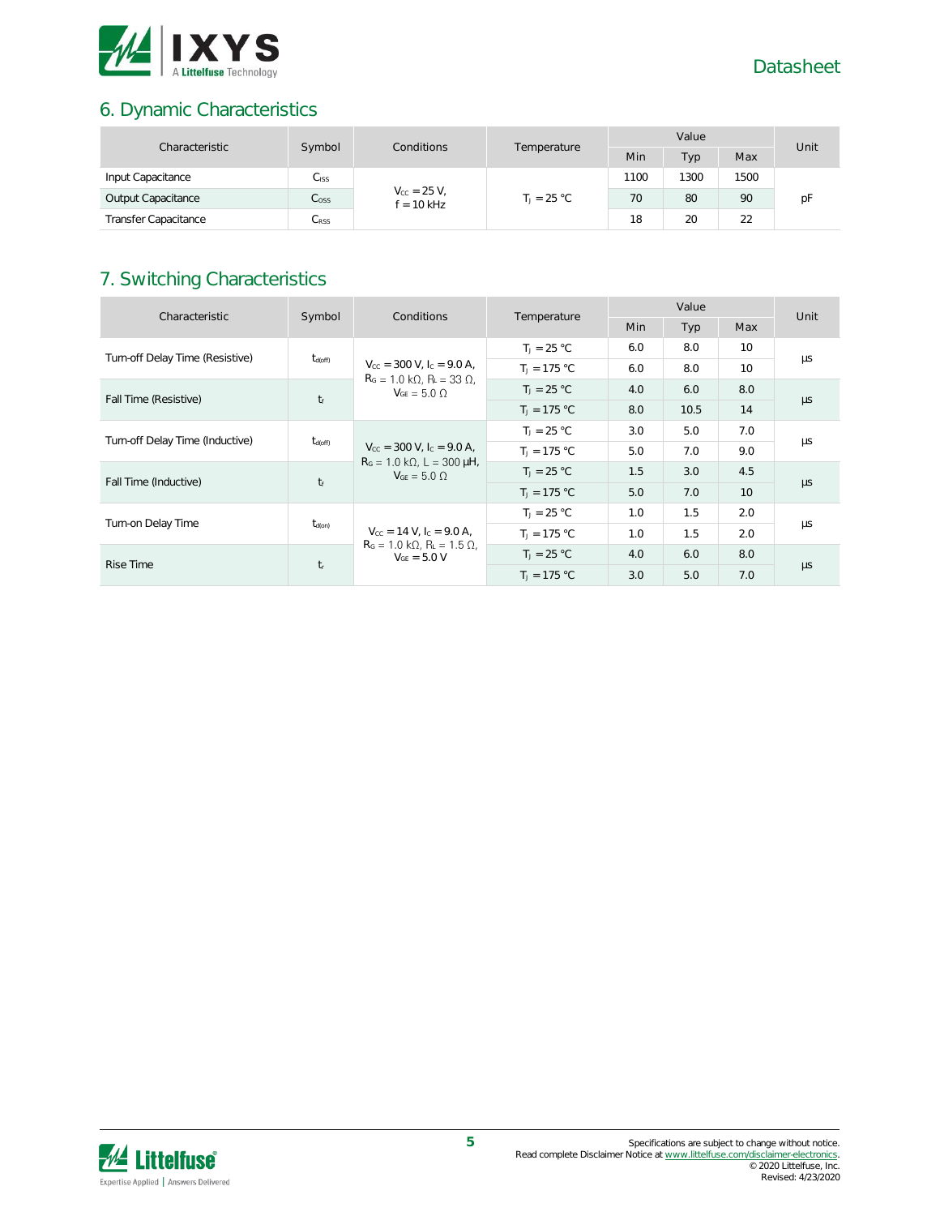## 6. Dynamic Characteristics

| Characteristic | Symbol | Conditions | Temperature | Value | | | Unit |
|---|---|---|---|---|---|---|---|
| | | | | Min | Typ | Max | |
| Input Capacitance | $C_{ISS}$ | $V_{CC}$ = 25 V, f = 10 kHz | $T_J$ = 25 °C | 1100 | 1300 | 1500 | pF |
| Output Capacitance | $C_{OSS}$ | | | 70 | 80 | 90 | |
| Transfer Capacitance | $C_{RSS}$ | | | 18 | 20 | 22 | |

## 7. Switching Characteristics

| Characteristic | Symbol | Conditions | Temperature | Value | | | Unit |
|---|---|---|---|---|---|---|---|
| | | | | Min | Typ | Max | |
| Turn-off Delay Time (Resistive) | $t_{d(off)}$ | $V_{CC}$ = 300 V, $I_C$ = 9.0 A, $R_G$ = 1.0 kΩ, $R_L$ = 33 Ω, $V_{GE}$ = 5.0 Ω | $T_J$ = 25 °C | 6.0 | 8.0 | 10 | µs |
| | | | $T_J$ = 175 °C | 6.0 | 8.0 | 10 | |
| Fall Time (Resistive) | $t_f$ | | $T_J$ = 25 °C | 4.0 | 6.0 | 8.0 | µs |
| | | | $T_J$ = 175 °C | 8.0 | 10.5 | 14 | |
| Turn-off Delay Time (Inductive) | $t_{d(off)}$ | $V_{CC}$ = 300 V, $I_C$ = 9.0 A, $R_G$ = 1.0 kΩ, L = 300 µH, $V_{GE}$ = 5.0 Ω | $T_J$ = 25 °C | 3.0 | 5.0 | 7.0 | µs |
| | | | $T_J$ = 175 °C | 5.0 | 7.0 | 9.0 | |
| Fall Time (Inductive) | $t_f$ | | $T_J$ = 25 °C | 1.5 | 3.0 | 4.5 | µs |
| | | | $T_J$ = 175 °C | 5.0 | 7.0 | 10 | |
| Turn-on Delay Time | $t_{d(on)}$ | $V_{CC}$ = 14 V, $I_C$ = 9.0 A, $R_G$ = 1.0 kΩ, $R_L$ = 1.5 Ω, $V_{GE}$ = 5.0 V | $T_J$ = 25 °C | 1.0 | 1.5 | 2.0 | µs |
| | | | $T_J$ = 175 °C | 1.0 | 1.5 | 2.0 | |
| Rise Time | $t_r$ | | $T_J$ = 25 °C | 4.0 | 6.0 | 8.0 | µs |
| | | | $T_J$ = 175 °C | 3.0 | 5.0 | 7.0 | |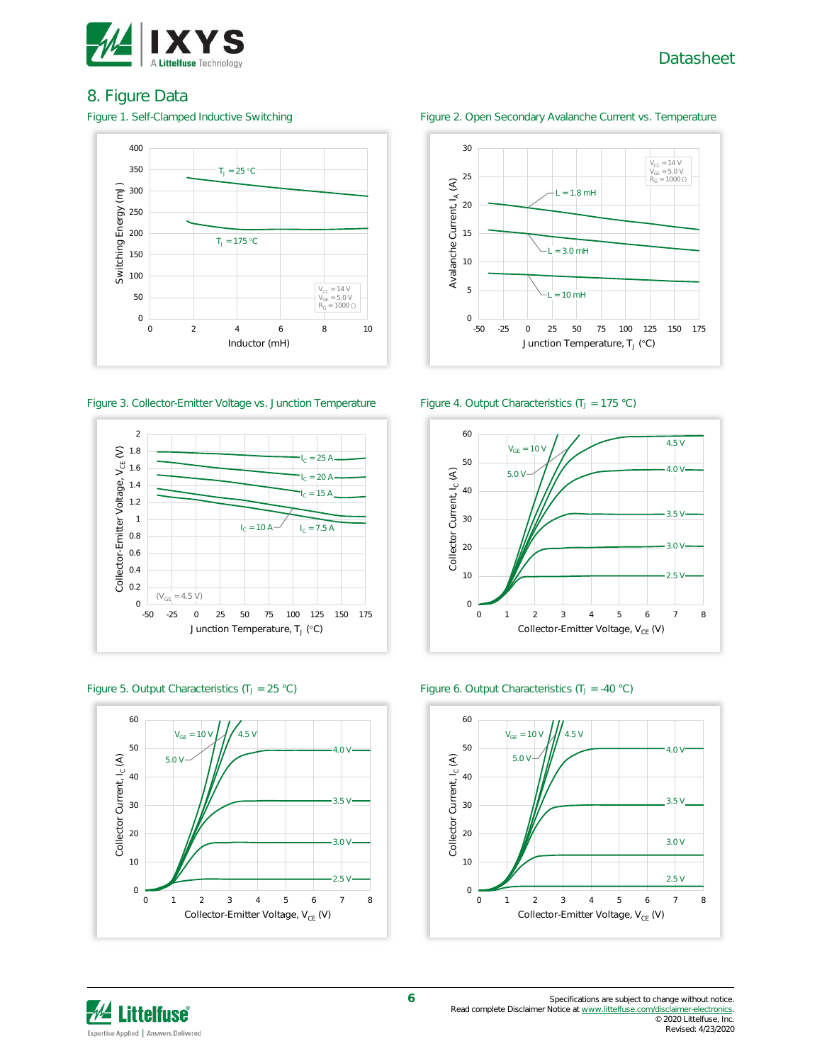## 8. Figure Data

Figure 1. Self-Clamped Inductive Switching

Figure 2. Open Secondary Avalanche Current vs. Temperature

Figure 3. Collector-Emitter Voltage vs. Junction Temperature

Figure 4. Output Characteristics ($T_J$ = 175 °C)

Figure 5. Output Characteristics ($T_J$ = 25 °C)

Figure 6. Output Characteristics ($T_J$ = -40 °C)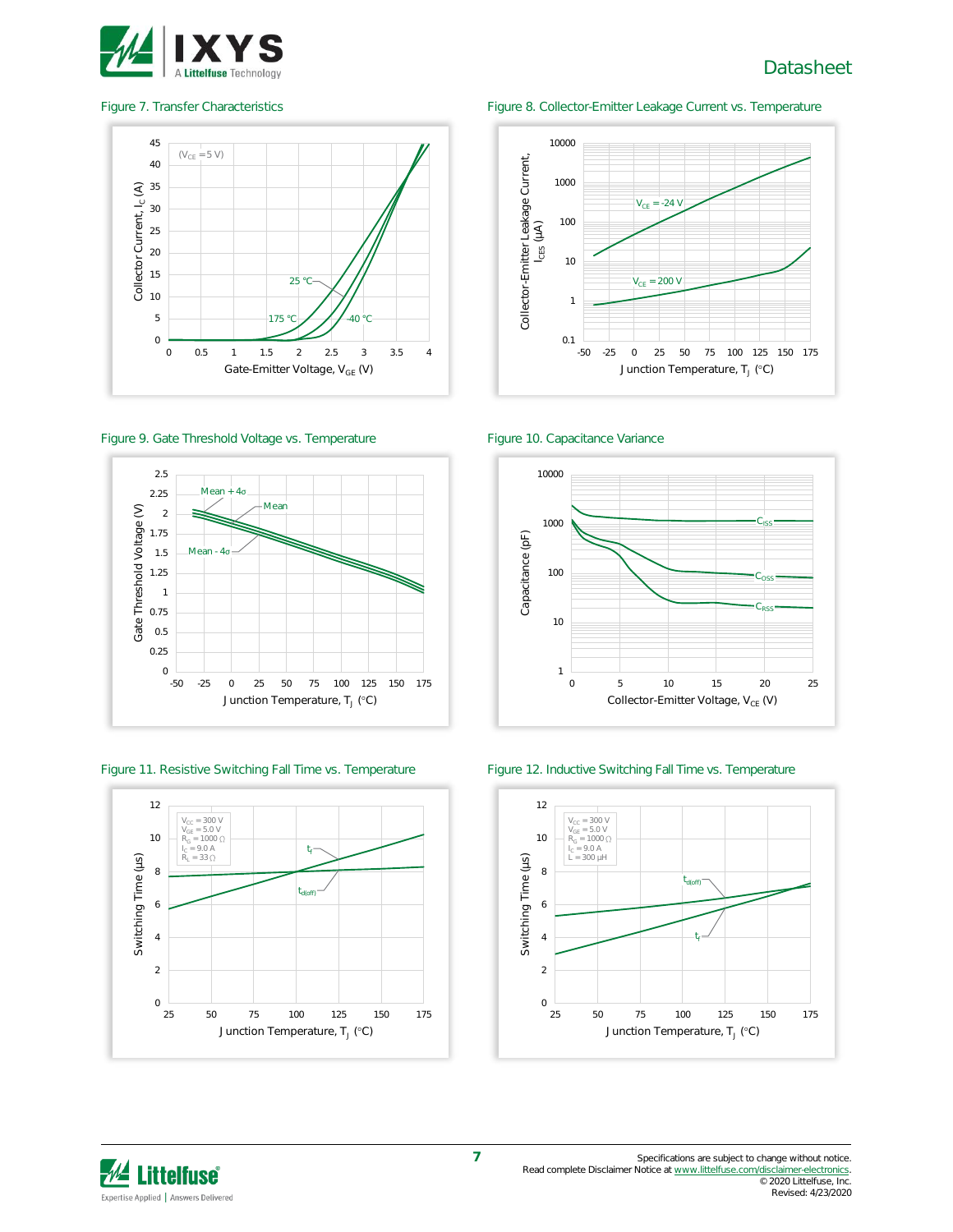Figure 7. Transfer Characteristics

Figure 8. Collector-Emitter Leakage Current vs. Temperature

Figure 9. Gate Threshold Voltage vs. Temperature

Figure 10. Capacitance Variance

Figure 11. Resistive Switching Fall Time vs. Temperature

Figure 12. Inductive Switching Fall Time vs. Temperature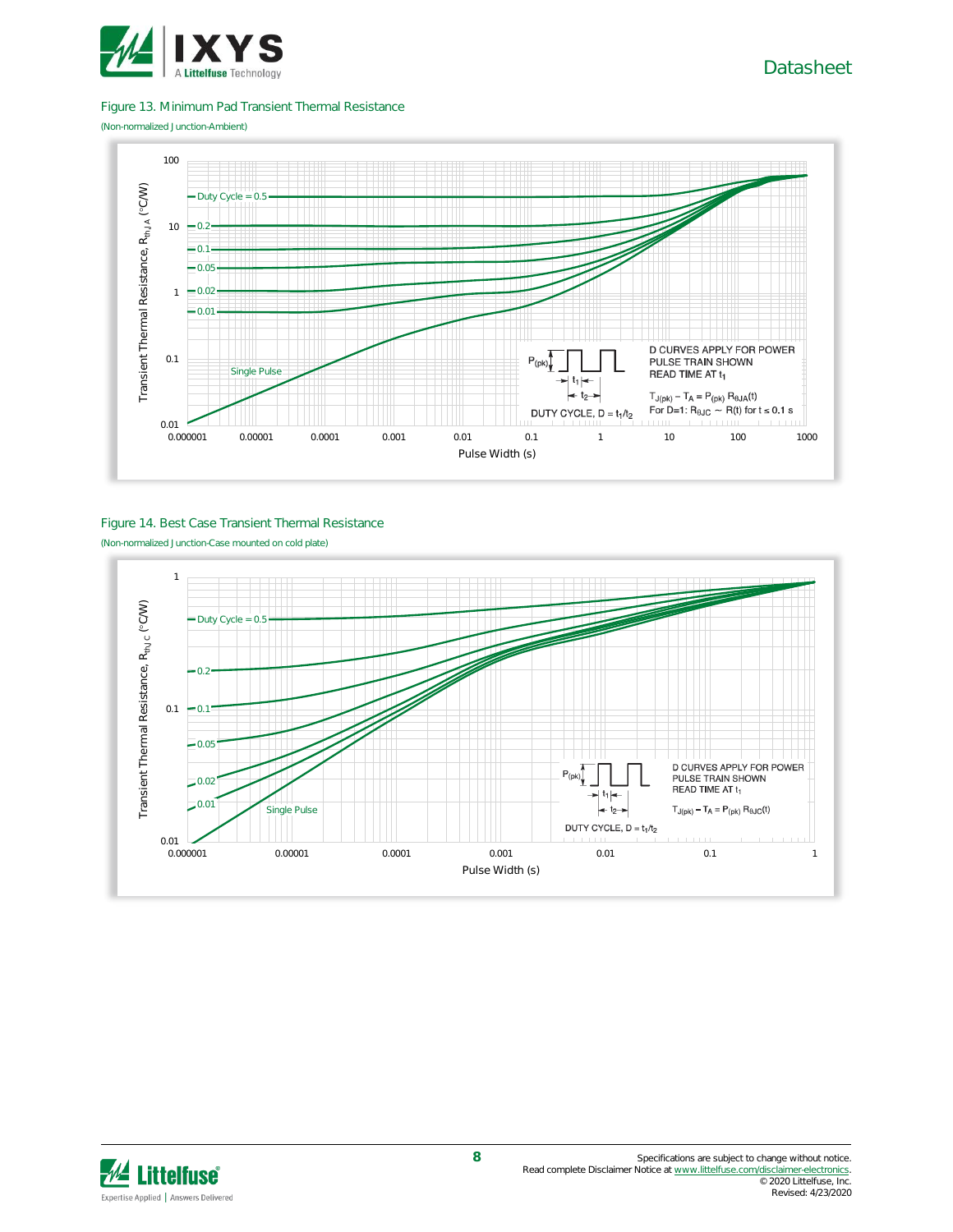## Figure 13. Minimum Pad Transient Thermal Resistance

(Non-normalized Junction-Ambient)

Transient Thermal Resistance, $R_{thJA}$ (°C/W)

Duty Cycle = 0.5, 0.2, 0.1, 0.05, 0.02, 0.01, Single Pulse

D CURVES APPLY FOR POWER PULSE TRAIN SHOWN READ TIME AT $t_1$

$T_{J(pk)} - T_A = P_{(pk)} R_{\theta JA}(t)$

For D=1: $R_{\theta JC} \sim R(t)$ for $t \leq 0.1$ s

DUTY CYCLE, $D = t_1/t_2$

Pulse Width (s)

## Figure 14. Best Case Transient Thermal Resistance

(Non-normalized Junction-Case mounted on cold plate)

Transient Thermal Resistance, $R_{thJC}$ (°C/W)

Duty Cycle = 0.5, 0.2, 0.1, 0.05, 0.02, 0.01, Single Pulse

D CURVES APPLY FOR POWER PULSE TRAIN SHOWN READ TIME AT $t_1$

$T_{J(pk)} - T_A = P_{(pk)} R_{\theta JC}(t)$

DUTY CYCLE, $D = t_1/t_2$

Pulse Width (s)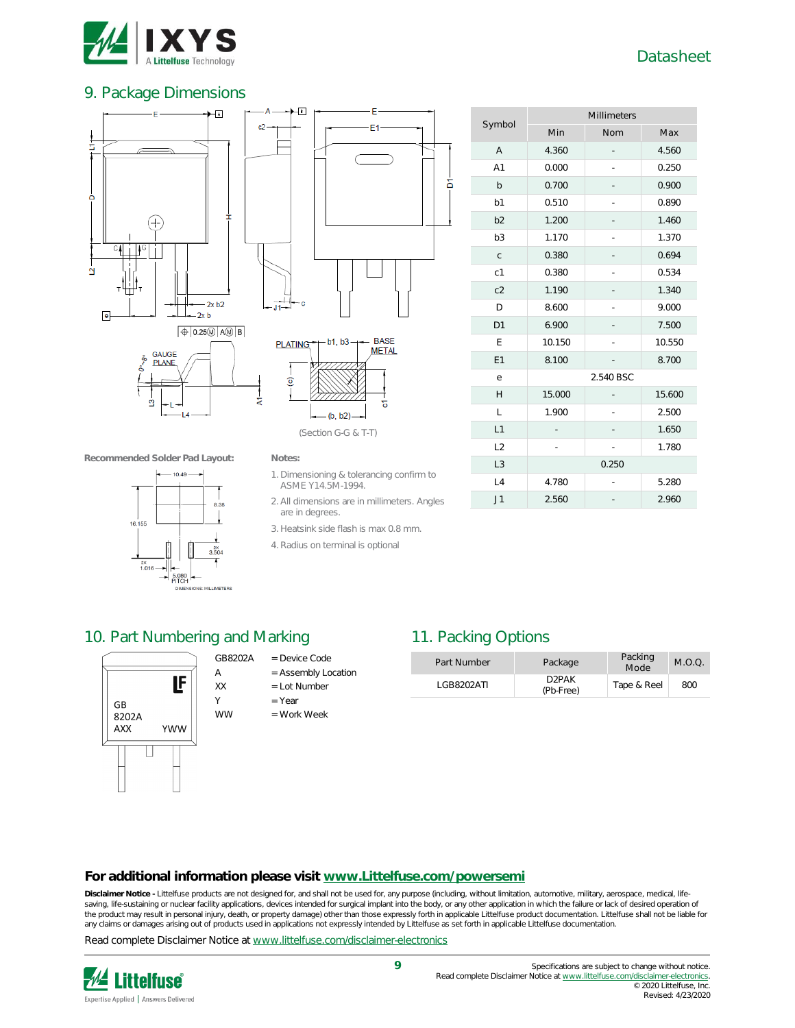## 9. Package Dimensions

(Section G-G & T-T)

| Symbol | Millimeters | | |
|---|---|---|---|
| | Min | Nom | Max |
| A | 4.360 | - | 4.560 |
| A1 | 0.000 | - | 0.250 |
| b | 0.700 | - | 0.900 |
| b1 | 0.510 | - | 0.890 |
| b2 | 1.200 | - | 1.460 |
| b3 | 1.170 | - | 1.370 |
| c | 0.380 | - | 0.694 |
| c1 | 0.380 | - | 0.534 |
| c2 | 1.190 | - | 1.340 |
| D | 8.600 | - | 9.000 |
| D1 | 6.900 | - | 7.500 |
| E | 10.150 | - | 10.550 |
| E1 | 8.100 | - | 8.700 |
| e | 2.540 BSC | | |
| H | 15.000 | - | 15.600 |
| L | 1.900 | - | 2.500 |
| L1 | - | - | 1.650 |
| L2 | - | - | 1.780 |
| L3 | 0.250 | | |
| L4 | 4.780 | - | 5.280 |
| J1 | 2.560 | - | 2.960 |

**Recommended Solder Pad Layout:**

10.49
8.38
16.155
2X 3.504
2X 1.016
5.080 PITCH
DIMENSIONS: MILLIMETERS

**Notes:**

1. Dimensioning & tolerancing confirm to ASME Y14.5M-1994.
2. All dimensions are in millimeters. Angles are in degrees.
3. Heatsink side flash is max 0.8 mm.
4. Radius on terminal is optional

## 10. Part Numbering and Marking

GB
8202A
AXX YWW

| | |
|---|---|
| GB8202A | = Device Code |
| A | = Assembly Location |
| XX | = Lot Number |
| Y | = Year |
| WW | = Work Week |

## 11. Packing Options

| Part Number | Package | Packing Mode | M.O.Q. |
|---|---|---|---|
| LGB8202ATI | D2PAK (Pb-Free) | Tape & Reel | 800 |

**For additional information please visit www.Littelfuse.com/powersemi**

**Disclaimer Notice -** Littelfuse products are not designed for, and shall not be used for, any purpose (including, without limitation, automotive, military, aerospace, medical, life-saving, life-sustaining or nuclear facility applications, devices intended for surgical implant into the body, or any other application in which the failure or lack of desired operation of the product may result in personal injury, death, or property damage) other than those expressly forth in applicable Littelfuse product documentation. Littelfuse shall not be liable for any claims or damages arising out of products used in applications not expressly intended by Littelfuse as set forth in applicable Littelfuse documentation.

Read complete Disclaimer Notice at www.littelfuse.com/disclaimer-electronics

Specifications are subject to change without notice.
Read complete Disclaimer Notice at www.littelfuse.com/disclaimer-electronics.
© 2020 Littelfuse, Inc.
Revised: 4/23/2020